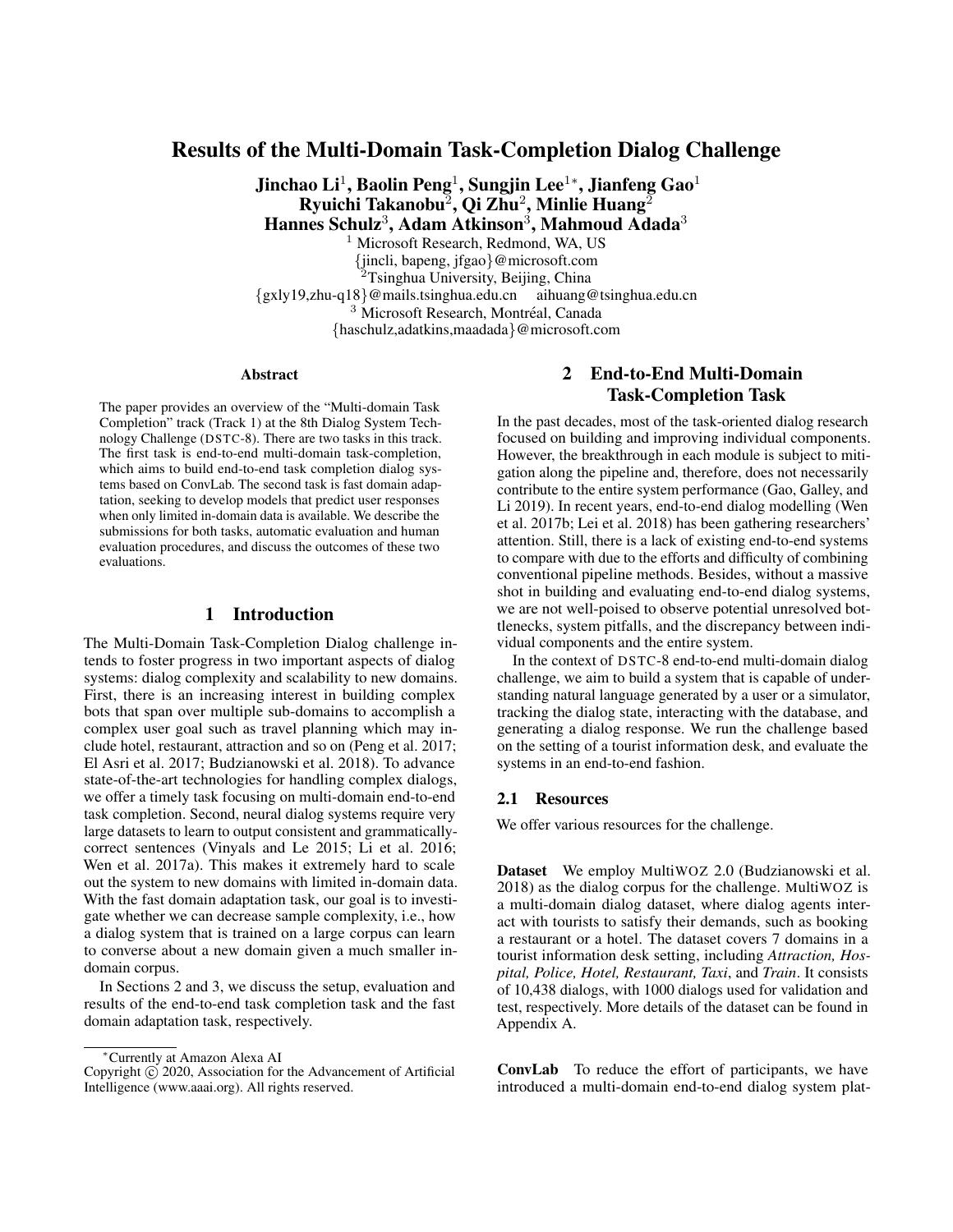# Results of the Multi-Domain Task-Completion Dialog Challenge

**Jinchao Li[1], Baolin Peng[1], Sungjin Lee[1*], Jianfeng Gao[1]**
**Ryuichi Takanobu[2], Qi Zhu[2], Minlie Huang[2]**
**Hannes Schulz[3], Adam Atkinson[3], Mahmoud Adada[3]**

[1] Microsoft Research, Redmond, WA, US
{jincli, bapeng, jfgao}@microsoft.com
[2] Tsinghua University, Beijing, China
{gxly19,zhu-q18}@mails.tsinghua.edu.cn aihuang@tsinghua.edu.cn
[3] Microsoft Research, Montréal, Canada
{haschulz,adatkins,maadada}@microsoft.com

## Abstract

The paper provides an overview of the "Multi-domain Task Completion" track (Track 1) at the 8th Dialog System Technology Challenge (DSTC-8). There are two tasks in this track. The first task is end-to-end multi-domain task-completion, which aims to build end-to-end task completion dialog systems based on ConvLab. The second task is fast domain adaptation, seeking to develop models that predict user responses when only limited in-domain data is available. We describe the submissions for both tasks, automatic evaluation and human evaluation procedures, and discuss the outcomes of these two evaluations.

## 1 Introduction

The Multi-Domain Task-Completion Dialog challenge intends to foster progress in two important aspects of dialog systems: dialog complexity and scalability to new domains. First, there is an increasing interest in building complex bots that span over multiple sub-domains to accomplish a complex user goal such as travel planning which may include hotel, restaurant, attraction and so on (Peng et al. 2017; El Asri et al. 2017; Budzianowski et al. 2018). To advance state-of-the-art technologies for handling complex dialogs, we offer a timely task focusing on multi-domain end-to-end task completion. Second, neural dialog systems require very large datasets to learn to output consistent and grammatically-correct sentences (Vinyals and Le 2015; Li et al. 2016; Wen et al. 2017a). This makes it extremely hard to scale out the system to new domains with limited in-domain data. With the fast domain adaptation task, our goal is to investigate whether we can decrease sample complexity, i.e., how a dialog system that is trained on a large corpus can learn to converse about a new domain given a much smaller in-domain corpus.

In Sections 2 and 3, we discuss the setup, evaluation and results of the end-to-end task completion task and the fast domain adaptation task, respectively.

## 2 End-to-End Multi-Domain Task-Completion Task

In the past decades, most of the task-oriented dialog research focused on building and improving individual components. However, the breakthrough in each module is subject to mitigation along the pipeline and, therefore, does not necessarily contribute to the entire system performance (Gao, Galley, and Li 2019). In recent years, end-to-end dialog modelling (Wen et al. 2017b; Lei et al. 2018) has been gathering researchers' attention. Still, there is a lack of existing end-to-end systems to compare with due to the efforts and difficulty of combining conventional pipeline methods. Besides, without a massive shot in building and evaluating end-to-end dialog systems, we are not well-poised to observe potential unresolved bottlenecks, system pitfalls, and the discrepancy between individual components and the entire system.

In the context of DSTC-8 end-to-end multi-domain dialog challenge, we aim to build a system that is capable of understanding natural language generated by a user or a simulator, tracking the dialog state, interacting with the database, and generating a dialog response. We run the challenge based on the setting of a tourist information desk, and evaluate the systems in an end-to-end fashion.

### 2.1 Resources

We offer various resources for the challenge.

**Dataset** We employ MultiWOZ 2.0 (Budzianowski et al. 2018) as the dialog corpus for the challenge. MultiWOZ is a multi-domain dialog dataset, where dialog agents interact with tourists to satisfy their demands, such as booking a restaurant or a hotel. The dataset covers 7 domains in a tourist information desk setting, including *Attraction, Hospital, Police, Hotel, Restaurant, Taxi*, and *Train*. It consists of 10,438 dialogs, with 1000 dialogs used for validation and test, respectively. More details of the dataset can be found in Appendix A.

**ConvLab** To reduce the effort of participants, we have introduced a multi-domain end-to-end dialog system plat-

*Currently at Amazon Alexa AI
Copyright © 2020, Association for the Advancement of Artificial Intelligence (www.aaai.org). All rights reserved.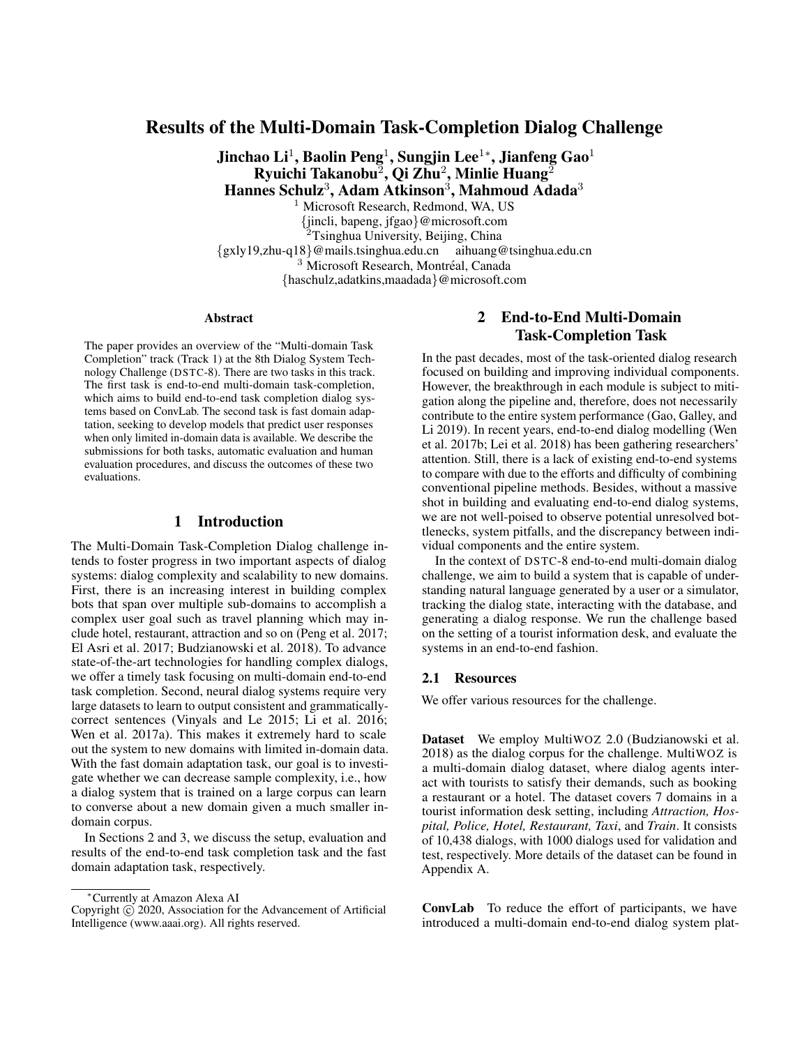# Results of the Multi-Domain Task-Completion Dialog Challenge

**Jinchao Li[1], Baolin Peng[1], Sungjin Lee[1*], Jianfeng Gao[1]**
**Ryuichi Takanobu[2], Qi Zhu[2], Minlie Huang[2]**
**Hannes Schulz[3], Adam Atkinson[3], Mahmoud Adada[3]**

[1] Microsoft Research, Redmond, WA, US
{jincli, bapeng, jfgao}@microsoft.com
[2] Tsinghua University, Beijing, China
{gxly19,zhu-q18}@mails.tsinghua.edu.cn aihuang@tsinghua.edu.cn
[3] Microsoft Research, Montréal, Canada
{haschulz,adatkins,maadada}@microsoft.com

## Abstract

The paper provides an overview of the "Multi-domain Task Completion" track (Track 1) at the 8th Dialog System Technology Challenge (DSTC-8). There are two tasks in this track. The first task is end-to-end multi-domain task-completion, which aims to build end-to-end task completion dialog systems based on ConvLab. The second task is fast domain adaptation, seeking to develop models that predict user responses when only limited in-domain data is available. We describe the submissions for both tasks, automatic evaluation and human evaluation procedures, and discuss the outcomes of these two evaluations.

## 1 Introduction

The Multi-Domain Task-Completion Dialog challenge intends to foster progress in two important aspects of dialog systems: dialog complexity and scalability to new domains. First, there is an increasing interest in building complex bots that span over multiple sub-domains to accomplish a complex user goal such as travel planning which may include hotel, restaurant, attraction and so on (Peng et al. 2017; El Asri et al. 2017; Budzianowski et al. 2018). To advance state-of-the-art technologies for handling complex dialogs, we offer a timely task focusing on multi-domain end-to-end task completion. Second, neural dialog systems require very large datasets to learn to output consistent and grammatically-correct sentences (Vinyals and Le 2015; Li et al. 2016; Wen et al. 2017a). This makes it extremely hard to scale out the system to new domains with limited in-domain data. With the fast domain adaptation task, our goal is to investigate whether we can decrease sample complexity, i.e., how a dialog system that is trained on a large corpus can learn to converse about a new domain given a much smaller in-domain corpus.

In Sections 2 and 3, we discuss the setup, evaluation and results of the end-to-end task completion task and the fast domain adaptation task, respectively.

## 2 End-to-End Multi-Domain Task-Completion Task

In the past decades, most of the task-oriented dialog research focused on building and improving individual components. However, the breakthrough in each module is subject to mitigation along the pipeline and, therefore, does not necessarily contribute to the entire system performance (Gao, Galley, and Li 2019). In recent years, end-to-end dialog modelling (Wen et al. 2017b; Lei et al. 2018) has been gathering researchers' attention. Still, there is a lack of existing end-to-end systems to compare with due to the efforts and difficulty of combining conventional pipeline methods. Besides, without a massive shot in building and evaluating end-to-end dialog systems, we are not well-poised to observe potential unresolved bottlenecks, system pitfalls, and the discrepancy between individual components and the entire system.

In the context of DSTC-8 end-to-end multi-domain dialog challenge, we aim to build a system that is capable of understanding natural language generated by a user or a simulator, tracking the dialog state, interacting with the database, and generating a dialog response. We run the challenge based on the setting of a tourist information desk, and evaluate the systems in an end-to-end fashion.

### 2.1 Resources

We offer various resources for the challenge.

**Dataset** We employ MultiWOZ 2.0 (Budzianowski et al. 2018) as the dialog corpus for the challenge. MultiWOZ is a multi-domain dialog dataset, where dialog agents interact with tourists to satisfy their demands, such as booking a restaurant or a hotel. The dataset covers 7 domains in a tourist information desk setting, including *Attraction, Hospital, Police, Hotel, Restaurant, Taxi*, and *Train*. It consists of 10,438 dialogs, with 1000 dialogs used for validation and test, respectively. More details of the dataset can be found in Appendix A.

**ConvLab** To reduce the effort of participants, we have introduced a multi-domain end-to-end dialog system plat-

[*] Currently at Amazon Alexa AI

Copyright © 2020, Association for the Advancement of Artificial Intelligence (www.aaai.org). All rights reserved.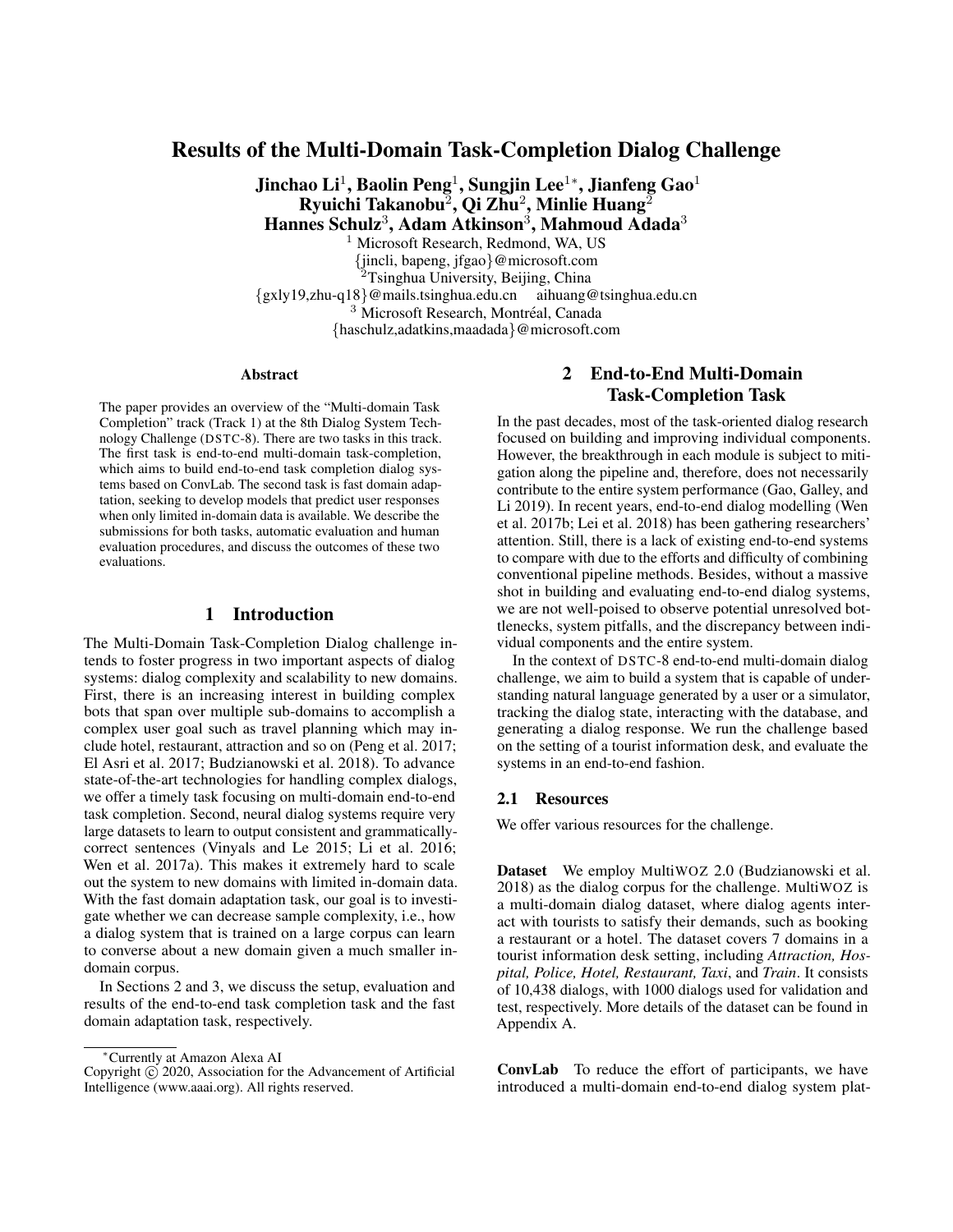# Results of the Multi-Domain Task-Completion Dialog Challenge

**Jinchao Li[1], Baolin Peng[1], Sungjin Lee[1*], Jianfeng Gao[1]**
**Ryuichi Takanobu[2], Qi Zhu[2], Minlie Huang[2]**
**Hannes Schulz[3], Adam Atkinson[3], Mahmoud Adada[3]**

[1] Microsoft Research, Redmond, WA, US
{jincli, bapeng, jfgao}@microsoft.com
[2] Tsinghua University, Beijing, China
{gxly19,zhu-q18}@mails.tsinghua.edu.cn aihuang@tsinghua.edu.cn
[3] Microsoft Research, Montréal, Canada
{haschulz,adatkins,maadada}@microsoft.com

### Abstract

The paper provides an overview of the "Multi-domain Task Completion" track (Track 1) at the 8th Dialog System Technology Challenge (DSTC-8). There are two tasks in this track. The first task is end-to-end multi-domain task-completion, which aims to build end-to-end task completion dialog systems based on ConvLab. The second task is fast domain adaptation, seeking to develop models that predict user responses when only limited in-domain data is available. We describe the submissions for both tasks, automatic evaluation and human evaluation procedures, and discuss the outcomes of these two evaluations.

## 1 Introduction

The Multi-Domain Task-Completion Dialog challenge intends to foster progress in two important aspects of dialog systems: dialog complexity and scalability to new domains. First, there is an increasing interest in building complex bots that span over multiple sub-domains to accomplish a complex user goal such as travel planning which may include hotel, restaurant, attraction and so on (Peng et al. 2017; El Asri et al. 2017; Budzianowski et al. 2018). To advance state-of-the-art technologies for handling complex dialogs, we offer a timely task focusing on multi-domain end-to-end task completion. Second, neural dialog systems require very large datasets to learn to output consistent and grammatically-correct sentences (Vinyals and Le 2015; Li et al. 2016; Wen et al. 2017a). This makes it extremely hard to scale out the system to new domains with limited in-domain data. With the fast domain adaptation task, our goal is to investigate whether we can decrease sample complexity, i.e., how a dialog system that is trained on a large corpus can learn to converse about a new domain given a much smaller in-domain corpus.

In Sections 2 and 3, we discuss the setup, evaluation and results of the end-to-end task completion task and the fast domain adaptation task, respectively.

## 2 End-to-End Multi-Domain Task-Completion Task

In the past decades, most of the task-oriented dialog research focused on building and improving individual components. However, the breakthrough in each module is subject to mitigation along the pipeline and, therefore, does not necessarily contribute to the entire system performance (Gao, Galley, and Li 2019). In recent years, end-to-end dialog modelling (Wen et al. 2017b; Lei et al. 2018) has been gathering researchers' attention. Still, there is a lack of existing end-to-end systems to compare with due to the efforts and difficulty of combining conventional pipeline methods. Besides, without a massive shot in building and evaluating end-to-end dialog systems, we are not well-poised to observe potential unresolved bottlenecks, system pitfalls, and the discrepancy between individual components and the entire system.

In the context of DSTC-8 end-to-end multi-domain dialog challenge, we aim to build a system that is capable of understanding natural language generated by a user or a simulator, tracking the dialog state, interacting with the database, and generating a dialog response. We run the challenge based on the setting of a tourist information desk, and evaluate the systems in an end-to-end fashion.

### 2.1 Resources

We offer various resources for the challenge.

**Dataset** We employ MultiWOZ 2.0 (Budzianowski et al. 2018) as the dialog corpus for the challenge. MultiWOZ is a multi-domain dialog dataset, where dialog agents interact with tourists to satisfy their demands, such as booking a restaurant or a hotel. The dataset covers 7 domains in a tourist information desk setting, including *Attraction, Hospital, Police, Hotel, Restaurant, Taxi*, and *Train*. It consists of 10,438 dialogs, with 1000 dialogs used for validation and test, respectively. More details of the dataset can be found in Appendix A.

**ConvLab** To reduce the effort of participants, we have introduced a multi-domain end-to-end dialog system plat-

[*]Currently at Amazon Alexa AI
Copyright © 2020, Association for the Advancement of Artificial Intelligence (www.aaai.org). All rights reserved.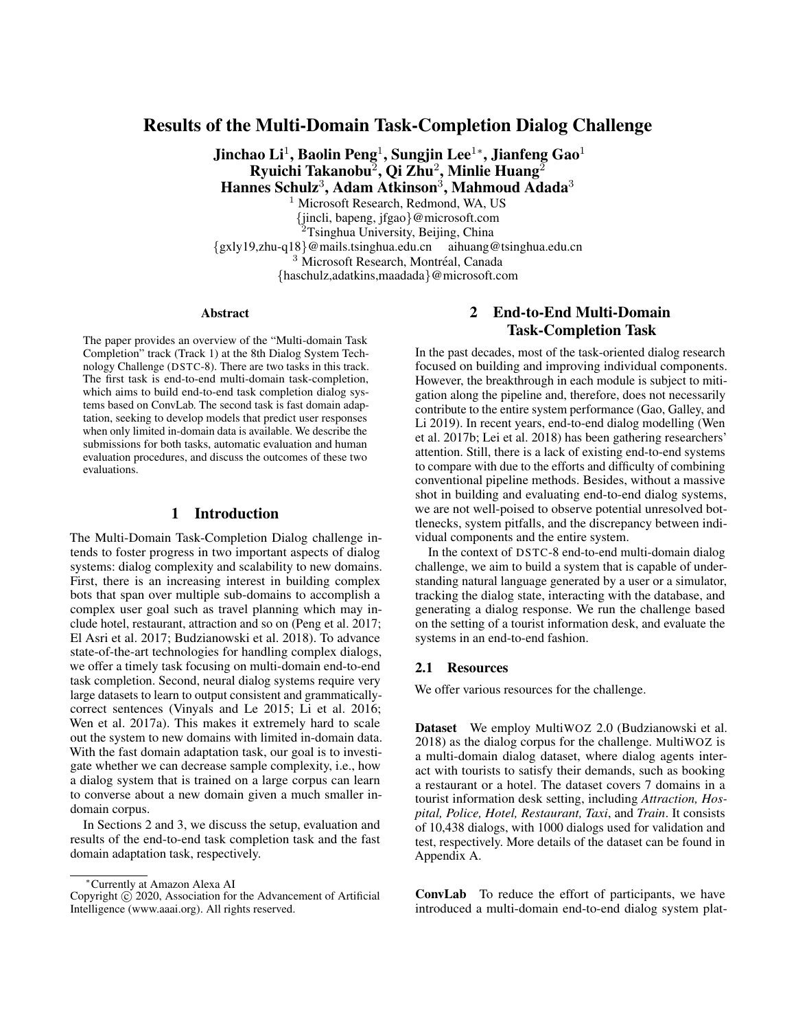# Results of the Multi-Domain Task-Completion Dialog Challenge

**Jinchao Li[1], Baolin Peng[1], Sungjin Lee[1*], Jianfeng Gao[1]**
**Ryuichi Takanobu[2], Qi Zhu[2], Minlie Huang[2]**
**Hannes Schulz[3], Adam Atkinson[3], Mahmoud Adada[3]**

[1] Microsoft Research, Redmond, WA, US
{jincli, bapeng, jfgao}@microsoft.com
[2] Tsinghua University, Beijing, China
{gxly19,zhu-q18}@mails.tsinghua.edu.cn aihuang@tsinghua.edu.cn
[3] Microsoft Research, Montréal, Canada
{haschulz,adatkins,maadada}@microsoft.com

### Abstract

The paper provides an overview of the "Multi-domain Task Completion" track (Track 1) at the 8th Dialog System Technology Challenge (DSTC-8). There are two tasks in this track. The first task is end-to-end multi-domain task-completion, which aims to build end-to-end task completion dialog systems based on ConvLab. The second task is fast domain adaptation, seeking to develop models that predict user responses when only limited in-domain data is available. We describe the submissions for both tasks, automatic evaluation and human evaluation procedures, and discuss the outcomes of these two evaluations.

## 1 Introduction

The Multi-Domain Task-Completion Dialog challenge intends to foster progress in two important aspects of dialog systems: dialog complexity and scalability to new domains. First, there is an increasing interest in building complex bots that span over multiple sub-domains to accomplish a complex user goal such as travel planning which may include hotel, restaurant, attraction and so on (Peng et al. 2017; El Asri et al. 2017; Budzianowski et al. 2018). To advance state-of-the-art technologies for handling complex dialogs, we offer a timely task focusing on multi-domain end-to-end task completion. Second, neural dialog systems require very large datasets to learn to output consistent and grammatically-correct sentences (Vinyals and Le 2015; Li et al. 2016; Wen et al. 2017a). This makes it extremely hard to scale out the system to new domains with limited in-domain data. With the fast domain adaptation task, our goal is to investigate whether we can decrease sample complexity, i.e., how a dialog system that is trained on a large corpus can learn to converse about a new domain given a much smaller in-domain corpus.

In Sections 2 and 3, we discuss the setup, evaluation and results of the end-to-end task completion task and the fast domain adaptation task, respectively.

## 2 End-to-End Multi-Domain Task-Completion Task

In the past decades, most of the task-oriented dialog research focused on building and improving individual components. However, the breakthrough in each module is subject to mitigation along the pipeline and, therefore, does not necessarily contribute to the entire system performance (Gao, Galley, and Li 2019). In recent years, end-to-end dialog modelling (Wen et al. 2017b; Lei et al. 2018) has been gathering researchers' attention. Still, there is a lack of existing end-to-end systems to compare with due to the efforts and difficulty of combining conventional pipeline methods. Besides, without a massive shot in building and evaluating end-to-end dialog systems, we are not well-poised to observe potential unresolved bottlenecks, system pitfalls, and the discrepancy between individual components and the entire system.

In the context of DSTC-8 end-to-end multi-domain dialog challenge, we aim to build a system that is capable of understanding natural language generated by a user or a simulator, tracking the dialog state, interacting with the database, and generating a dialog response. We run the challenge based on the setting of a tourist information desk, and evaluate the systems in an end-to-end fashion.

### 2.1 Resources

We offer various resources for the challenge.

**Dataset** We employ MultiWOZ 2.0 (Budzianowski et al. 2018) as the dialog corpus for the challenge. MultiWOZ is a multi-domain dialog dataset, where dialog agents interact with tourists to satisfy their demands, such as booking a restaurant or a hotel. The dataset covers 7 domains in a tourist information desk setting, including *Attraction, Hospital, Police, Hotel, Restaurant, Taxi*, and *Train*. It consists of 10,438 dialogs, with 1000 dialogs used for validation and test, respectively. More details of the dataset can be found in Appendix A.

**ConvLab** To reduce the effort of participants, we have introduced a multi-domain end-to-end dialog system plat-

*Currently at Amazon Alexa AI
Copyright © 2020, Association for the Advancement of Artificial Intelligence (www.aaai.org). All rights reserved.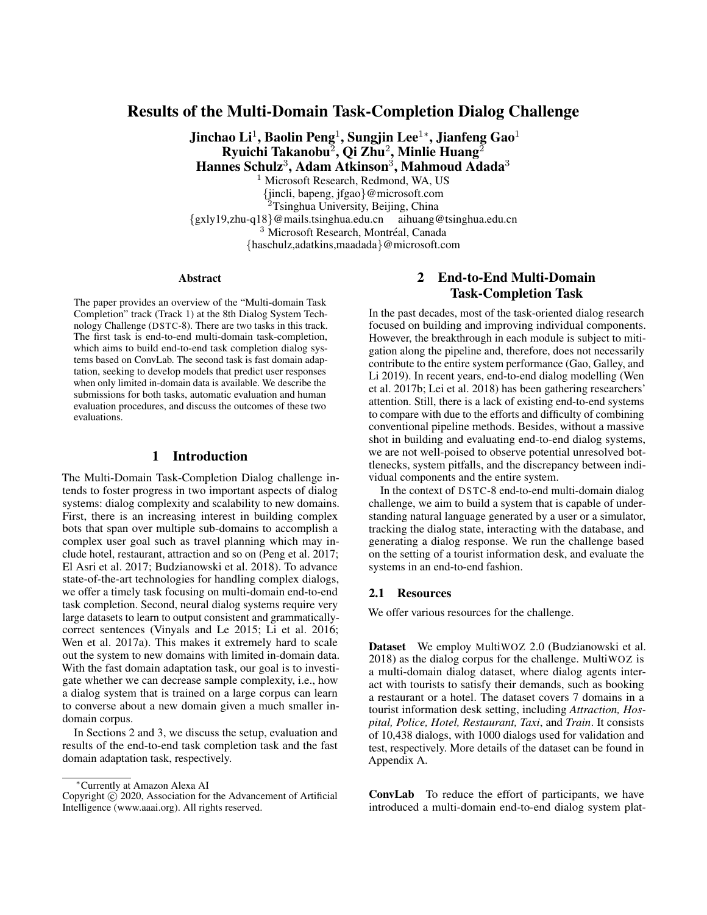# Results of the Multi-Domain Task-Completion Dialog Challenge

**Jinchao Li**[1], **Baolin Peng**[1], **Sungjin Lee**[1*], **Jianfeng Gao**[1]
**Ryuichi Takanobu**[2], **Qi Zhu**[2], **Minlie Huang**[2]
**Hannes Schulz**[3], **Adam Atkinson**[3], **Mahmoud Adada**[3]

[1] Microsoft Research, Redmond, WA, US
{jincli, bapeng, jfgao}@microsoft.com
[2] Tsinghua University, Beijing, China
{gxly19,zhu-q18}@mails.tsinghua.edu.cn aihuang@tsinghua.edu.cn
[3] Microsoft Research, Montréal, Canada
{haschulz,adatkins,maadada}@microsoft.com

## Abstract

The paper provides an overview of the "Multi-domain Task Completion" track (Track 1) at the 8th Dialog System Technology Challenge (DSTC-8). There are two tasks in this track. The first task is end-to-end multi-domain task-completion, which aims to build end-to-end task completion dialog systems based on ConvLab. The second task is fast domain adaptation, seeking to develop models that predict user responses when only limited in-domain data is available. We describe the submissions for both tasks, automatic evaluation and human evaluation procedures, and discuss the outcomes of these two evaluations.

## 1 Introduction

The Multi-Domain Task-Completion Dialog challenge intends to foster progress in two important aspects of dialog systems: dialog complexity and scalability to new domains. First, there is an increasing interest in building complex bots that span over multiple sub-domains to accomplish a complex user goal such as travel planning which may include hotel, restaurant, attraction and so on (Peng et al. 2017; El Asri et al. 2017; Budzianowski et al. 2018). To advance state-of-the-art technologies for handling complex dialogs, we offer a timely task focusing on multi-domain end-to-end task completion. Second, neural dialog systems require very large datasets to learn to output consistent and grammatically-correct sentences (Vinyals and Le 2015; Li et al. 2016; Wen et al. 2017a). This makes it extremely hard to scale out the system to new domains with limited in-domain data. With the fast domain adaptation task, our goal is to investigate whether we can decrease sample complexity, i.e., how a dialog system that is trained on a large corpus can learn to converse about a new domain given a much smaller in-domain corpus.

In Sections 2 and 3, we discuss the setup, evaluation and results of the end-to-end task completion task and the fast domain adaptation task, respectively.

## 2 End-to-End Multi-Domain Task-Completion Task

In the past decades, most of the task-oriented dialog research focused on building and improving individual components. However, the breakthrough in each module is subject to mitigation along the pipeline and, therefore, does not necessarily contribute to the entire system performance (Gao, Galley, and Li 2019). In recent years, end-to-end dialog modelling (Wen et al. 2017b; Lei et al. 2018) has been gathering researchers' attention. Still, there is a lack of existing end-to-end systems to compare with due to the efforts and difficulty of combining conventional pipeline methods. Besides, without a massive shot in building and evaluating end-to-end dialog systems, we are not well-poised to observe potential unresolved bottlenecks, system pitfalls, and the discrepancy between individual components and the entire system.

In the context of DSTC-8 end-to-end multi-domain dialog challenge, we aim to build a system that is capable of understanding natural language generated by a user or a simulator, tracking the dialog state, interacting with the database, and generating a dialog response. We run the challenge based on the setting of a tourist information desk, and evaluate the systems in an end-to-end fashion.

### 2.1 Resources

We offer various resources for the challenge.

**Dataset** We employ MultiWOZ 2.0 (Budzianowski et al. 2018) as the dialog corpus for the challenge. MultiWOZ is a multi-domain dialog dataset, where dialog agents interact with tourists to satisfy their demands, such as booking a restaurant or a hotel. The dataset covers 7 domains in a tourist information desk setting, including *Attraction, Hospital, Police, Hotel, Restaurant, Taxi*, and *Train*. It consists of 10,438 dialogs, with 1000 dialogs used for validation and test, respectively. More details of the dataset can be found in Appendix A.

**ConvLab** To reduce the effort of participants, we have introduced a multi-domain end-to-end dialog system plat-

*Currently at Amazon Alexa AI
Copyright © 2020, Association for the Advancement of Artificial Intelligence (www.aaai.org). All rights reserved.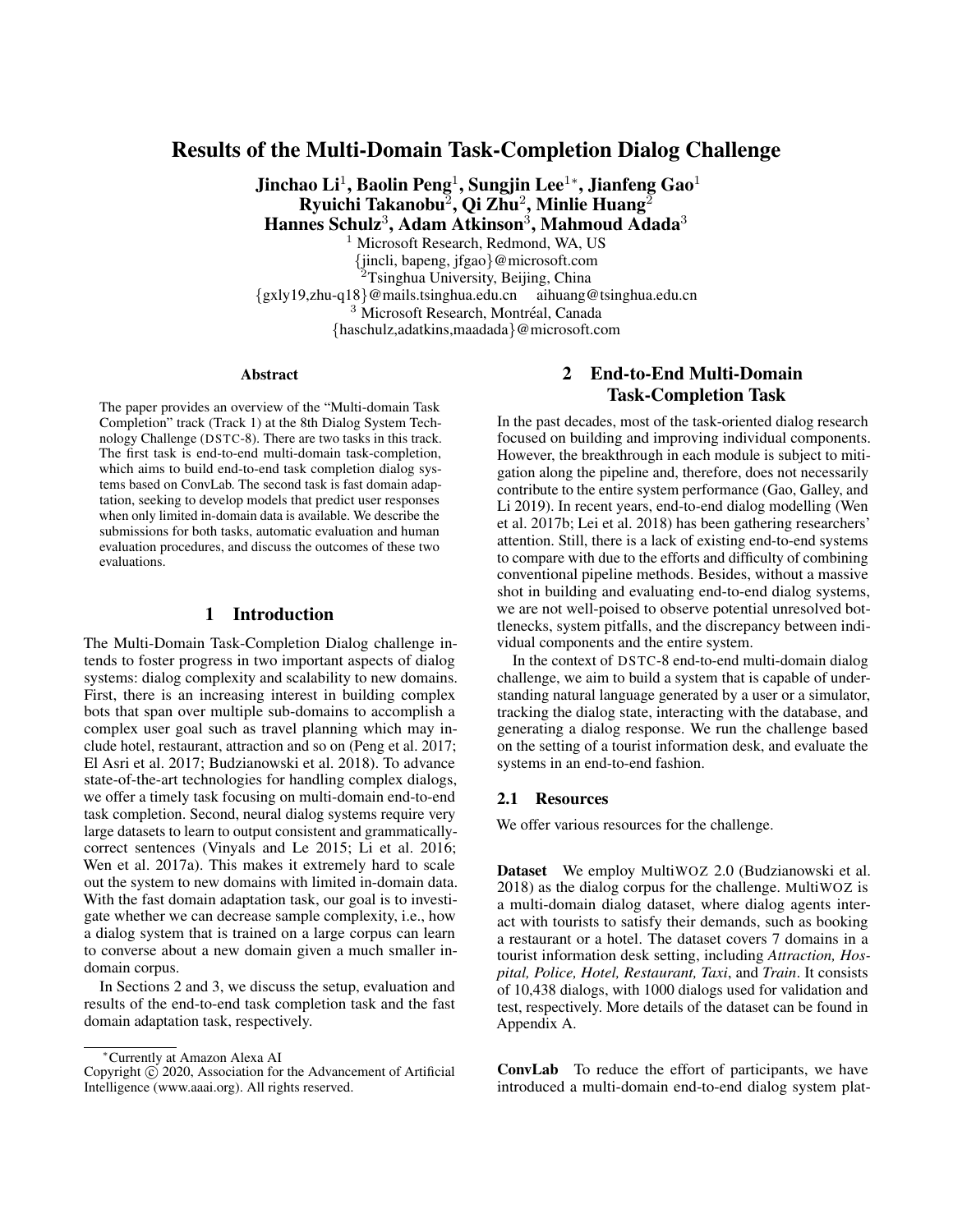# Results of the Multi-Domain Task-Completion Dialog Challenge

**Jinchao Li**[1], **Baolin Peng**[1], **Sungjin Lee**[1*], **Jianfeng Gao**[1]
**Ryuichi Takanobu**[2], **Qi Zhu**[2], **Minlie Huang**[2]
**Hannes Schulz**[3], **Adam Atkinson**[3], **Mahmoud Adada**[3]

[1] Microsoft Research, Redmond, WA, US
{jincli, bapeng, jfgao}@microsoft.com
[2] Tsinghua University, Beijing, China
{gxly19,zhu-q18}@mails.tsinghua.edu.cn aihuang@tsinghua.edu.cn
[3] Microsoft Research, Montréal, Canada
{haschulz,adatkins,maadada}@microsoft.com

## Abstract

The paper provides an overview of the "Multi-domain Task Completion" track (Track 1) at the 8th Dialog System Technology Challenge (DSTC-8). There are two tasks in this track. The first task is end-to-end multi-domain task-completion, which aims to build end-to-end task completion dialog systems based on ConvLab. The second task is fast domain adaptation, seeking to develop models that predict user responses when only limited in-domain data is available. We describe the submissions for both tasks, automatic evaluation and human evaluation procedures, and discuss the outcomes of these two evaluations.

## 1 Introduction

The Multi-Domain Task-Completion Dialog challenge intends to foster progress in two important aspects of dialog systems: dialog complexity and scalability to new domains. First, there is an increasing interest in building complex bots that span over multiple sub-domains to accomplish a complex user goal such as travel planning which may include hotel, restaurant, attraction and so on (Peng et al. 2017; El Asri et al. 2017; Budzianowski et al. 2018). To advance state-of-the-art technologies for handling complex dialogs, we offer a timely task focusing on multi-domain end-to-end task completion. Second, neural dialog systems require very large datasets to learn to output consistent and grammatically-correct sentences (Vinyals and Le 2015; Li et al. 2016; Wen et al. 2017a). This makes it extremely hard to scale out the system to new domains with limited in-domain data. With the fast domain adaptation task, our goal is to investigate whether we can decrease sample complexity, i.e., how a dialog system that is trained on a large corpus can learn to converse about a new domain given a much smaller in-domain corpus.

In Sections 2 and 3, we discuss the setup, evaluation and results of the end-to-end task completion task and the fast domain adaptation task, respectively.

## 2 End-to-End Multi-Domain Task-Completion Task

In the past decades, most of the task-oriented dialog research focused on building and improving individual components. However, the breakthrough in each module is subject to mitigation along the pipeline and, therefore, does not necessarily contribute to the entire system performance (Gao, Galley, and Li 2019). In recent years, end-to-end dialog modelling (Wen et al. 2017b; Lei et al. 2018) has been gathering researchers' attention. Still, there is a lack of existing end-to-end systems to compare with due to the efforts and difficulty of combining conventional pipeline methods. Besides, without a massive shot in building and evaluating end-to-end dialog systems, we are not well-poised to observe potential unresolved bottlenecks, system pitfalls, and the discrepancy between individual components and the entire system.

In the context of DSTC-8 end-to-end multi-domain dialog challenge, we aim to build a system that is capable of understanding natural language generated by a user or a simulator, tracking the dialog state, interacting with the database, and generating a dialog response. We run the challenge based on the setting of a tourist information desk, and evaluate the systems in an end-to-end fashion.

### 2.1 Resources

We offer various resources for the challenge.

**Dataset** We employ MultiWOZ 2.0 (Budzianowski et al. 2018) as the dialog corpus for the challenge. MultiWOZ is a multi-domain dialog dataset, where dialog agents interact with tourists to satisfy their demands, such as booking a restaurant or a hotel. The dataset covers 7 domains in a tourist information desk setting, including *Attraction, Hospital, Police, Hotel, Restaurant, Taxi*, and *Train*. It consists of 10,438 dialogs, with 1000 dialogs used for validation and test, respectively. More details of the dataset can be found in Appendix A.

**ConvLab** To reduce the effort of participants, we have introduced a multi-domain end-to-end dialog system plat-

[*] Currently at Amazon Alexa AI

Copyright © 2020, Association for the Advancement of Artificial Intelligence (www.aaai.org). All rights reserved.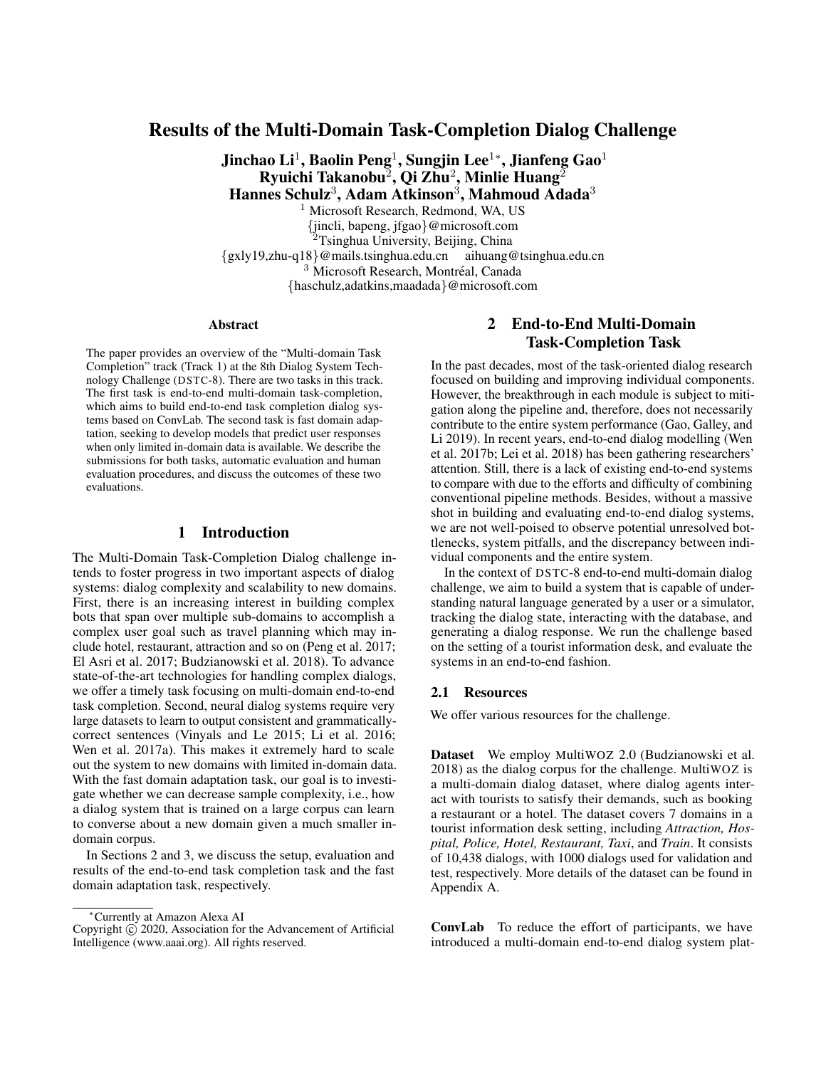# Results of the Multi-Domain Task-Completion Dialog Challenge

**Jinchao Li**[1], **Baolin Peng**[1], **Sungjin Lee**[1*], **Jianfeng Gao**[1]
**Ryuichi Takanobu**[2], **Qi Zhu**[2], **Minlie Huang**[2]
**Hannes Schulz**[3], **Adam Atkinson**[3], **Mahmoud Adada**[3]

[1] Microsoft Research, Redmond, WA, US
{jincli, bapeng, jfgao}@microsoft.com
[2] Tsinghua University, Beijing, China
{gxly19,zhu-q18}@mails.tsinghua.edu.cn aihuang@tsinghua.edu.cn
[3] Microsoft Research, Montréal, Canada
{haschulz,adatkins,maadada}@microsoft.com

## Abstract

The paper provides an overview of the "Multi-domain Task Completion" track (Track 1) at the 8th Dialog System Technology Challenge (DSTC-8). There are two tasks in this track. The first task is end-to-end multi-domain task-completion, which aims to build end-to-end task completion dialog systems based on ConvLab. The second task is fast domain adaptation, seeking to develop models that predict user responses when only limited in-domain data is available. We describe the submissions for both tasks, automatic evaluation and human evaluation procedures, and discuss the outcomes of these two evaluations.

## 1 Introduction

The Multi-Domain Task-Completion Dialog challenge intends to foster progress in two important aspects of dialog systems: dialog complexity and scalability to new domains. First, there is an increasing interest in building complex bots that span over multiple sub-domains to accomplish a complex user goal such as travel planning which may include hotel, restaurant, attraction and so on (Peng et al. 2017; El Asri et al. 2017; Budzianowski et al. 2018). To advance state-of-the-art technologies for handling complex dialogs, we offer a timely task focusing on multi-domain end-to-end task completion. Second, neural dialog systems require very large datasets to learn to output consistent and grammatically-correct sentences (Vinyals and Le 2015; Li et al. 2016; Wen et al. 2017a). This makes it extremely hard to scale out the system to new domains with limited in-domain data. With the fast domain adaptation task, our goal is to investigate whether we can decrease sample complexity, i.e., how a dialog system that is trained on a large corpus can learn to converse about a new domain given a much smaller in-domain corpus.

In Sections 2 and 3, we discuss the setup, evaluation and results of the end-to-end task completion task and the fast domain adaptation task, respectively.

## 2 End-to-End Multi-Domain Task-Completion Task

In the past decades, most of the task-oriented dialog research focused on building and improving individual components. However, the breakthrough in each module is subject to mitigation along the pipeline and, therefore, does not necessarily contribute to the entire system performance (Gao, Galley, and Li 2019). In recent years, end-to-end dialog modelling (Wen et al. 2017b; Lei et al. 2018) has been gathering researchers' attention. Still, there is a lack of existing end-to-end systems to compare with due to the efforts and difficulty of combining conventional pipeline methods. Besides, without a massive shot in building and evaluating end-to-end dialog systems, we are not well-poised to observe potential unresolved bottlenecks, system pitfalls, and the discrepancy between individual components and the entire system.

In the context of DSTC-8 end-to-end multi-domain dialog challenge, we aim to build a system that is capable of understanding natural language generated by a user or a simulator, tracking the dialog state, interacting with the database, and generating a dialog response. We run the challenge based on the setting of a tourist information desk, and evaluate the systems in an end-to-end fashion.

### 2.1 Resources

We offer various resources for the challenge.

**Dataset** We employ MultiWOZ 2.0 (Budzianowski et al. 2018) as the dialog corpus for the challenge. MultiWOZ is a multi-domain dialog dataset, where dialog agents interact with tourists to satisfy their demands, such as booking a restaurant or a hotel. The dataset covers 7 domains in a tourist information desk setting, including *Attraction, Hospital, Police, Hotel, Restaurant, Taxi*, and *Train*. It consists of 10,438 dialogs, with 1000 dialogs used for validation and test, respectively. More details of the dataset can be found in Appendix A.

**ConvLab** To reduce the effort of participants, we have introduced a multi-domain end-to-end dialog system plat-

*Currently at Amazon Alexa AI
Copyright © 2020, Association for the Advancement of Artificial Intelligence (www.aaai.org). All rights reserved.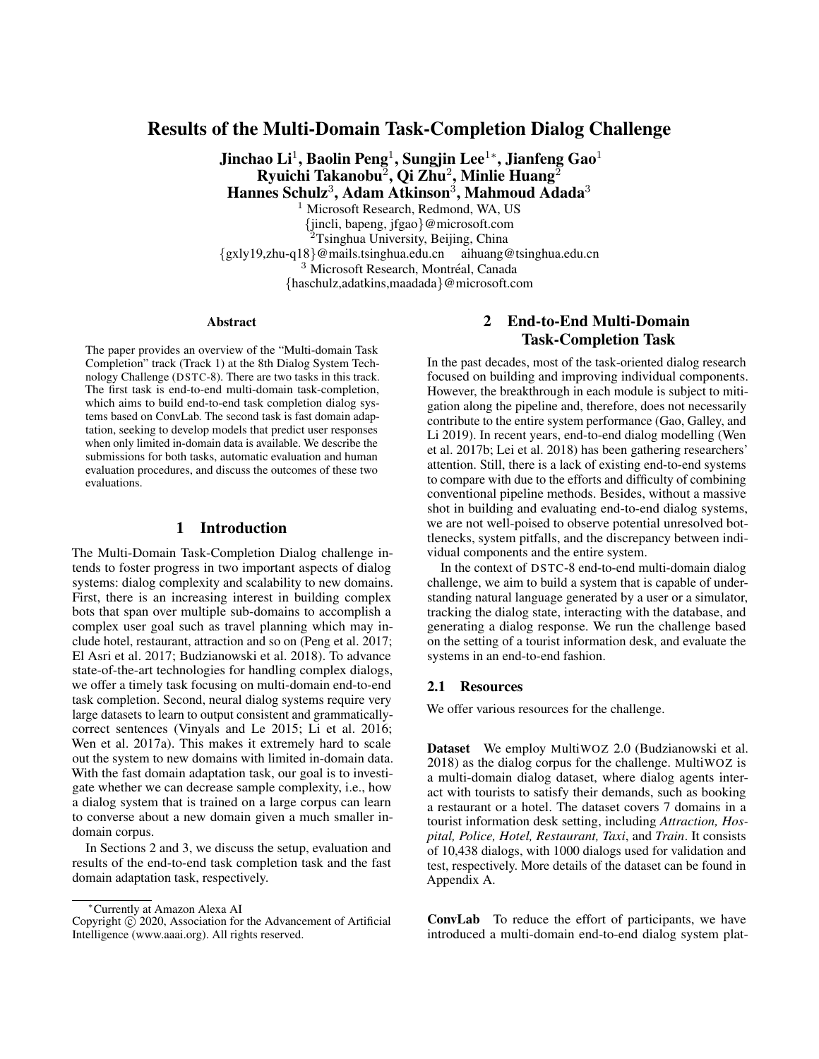# Results of the Multi-Domain Task-Completion Dialog Challenge

**Jinchao Li**[1], **Baolin Peng**[1], **Sungjin Lee**[1*], **Jianfeng Gao**[1]
**Ryuichi Takanobu**[2], **Qi Zhu**[2], **Minlie Huang**[2]
**Hannes Schulz**[3], **Adam Atkinson**[3], **Mahmoud Adada**[3]

[1] Microsoft Research, Redmond, WA, US
{jincli, bapeng, jfgao}@microsoft.com
[2] Tsinghua University, Beijing, China
{gxly19,zhu-q18}@mails.tsinghua.edu.cn aihuang@tsinghua.edu.cn
[3] Microsoft Research, Montréal, Canada
{haschulz,adatkins,maadada}@microsoft.com

## Abstract

The paper provides an overview of the "Multi-domain Task Completion" track (Track 1) at the 8th Dialog System Technology Challenge (DSTC-8). There are two tasks in this track. The first task is end-to-end multi-domain task-completion, which aims to build end-to-end task completion dialog systems based on ConvLab. The second task is fast domain adaptation, seeking to develop models that predict user responses when only limited in-domain data is available. We describe the submissions for both tasks, automatic evaluation and human evaluation procedures, and discuss the outcomes of these two evaluations.

## 1 Introduction

The Multi-Domain Task-Completion Dialog challenge intends to foster progress in two important aspects of dialog systems: dialog complexity and scalability to new domains. First, there is an increasing interest in building complex bots that span over multiple sub-domains to accomplish a complex user goal such as travel planning which may include hotel, restaurant, attraction and so on (Peng et al. 2017; El Asri et al. 2017; Budzianowski et al. 2018). To advance state-of-the-art technologies for handling complex dialogs, we offer a timely task focusing on multi-domain end-to-end task completion. Second, neural dialog systems require very large datasets to learn to output consistent and grammatically-correct sentences (Vinyals and Le 2015; Li et al. 2016; Wen et al. 2017a). This makes it extremely hard to scale out the system to new domains with limited in-domain data. With the fast domain adaptation task, our goal is to investigate whether we can decrease sample complexity, i.e., how a dialog system that is trained on a large corpus can learn to converse about a new domain given a much smaller in-domain corpus.

In Sections 2 and 3, we discuss the setup, evaluation and results of the end-to-end task completion task and the fast domain adaptation task, respectively.

## 2 End-to-End Multi-Domain Task-Completion Task

In the past decades, most of the task-oriented dialog research focused on building and improving individual components. However, the breakthrough in each module is subject to mitigation along the pipeline and, therefore, does not necessarily contribute to the entire system performance (Gao, Galley, and Li 2019). In recent years, end-to-end dialog modelling (Wen et al. 2017b; Lei et al. 2018) has been gathering researchers' attention. Still, there is a lack of existing end-to-end systems to compare with due to the efforts and difficulty of combining conventional pipeline methods. Besides, without a massive shot in building and evaluating end-to-end dialog systems, we are not well-poised to observe potential unresolved bottlenecks, system pitfalls, and the discrepancy between individual components and the entire system.

In the context of DSTC-8 end-to-end multi-domain dialog challenge, we aim to build a system that is capable of understanding natural language generated by a user or a simulator, tracking the dialog state, interacting with the database, and generating a dialog response. We run the challenge based on the setting of a tourist information desk, and evaluate the systems in an end-to-end fashion.

### 2.1 Resources

We offer various resources for the challenge.

**Dataset** We employ MultiWOZ 2.0 (Budzianowski et al. 2018) as the dialog corpus for the challenge. MultiWOZ is a multi-domain dialog dataset, where dialog agents interact with tourists to satisfy their demands, such as booking a restaurant or a hotel. The dataset covers 7 domains in a tourist information desk setting, including *Attraction, Hospital, Police, Hotel, Restaurant, Taxi*, and *Train*. It consists of 10,438 dialogs, with 1000 dialogs used for validation and test, respectively. More details of the dataset can be found in Appendix A.

**ConvLab** To reduce the effort of participants, we have introduced a multi-domain end-to-end dialog system plat-

*Currently at Amazon Alexa AI
Copyright © 2020, Association for the Advancement of Artificial Intelligence (www.aaai.org). All rights reserved.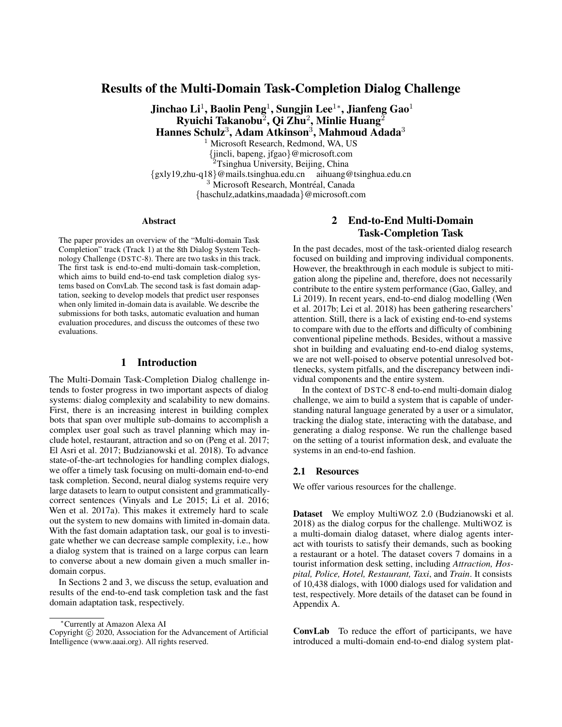# Results of the Multi-Domain Task-Completion Dialog Challenge

**Jinchao Li**[1], **Baolin Peng**[1], **Sungjin Lee**[1*], **Jianfeng Gao**[1]
**Ryuichi Takanobu**[2], **Qi Zhu**[2], **Minlie Huang**[2]
**Hannes Schulz**[3], **Adam Atkinson**[3], **Mahmoud Adada**[3]

[1] Microsoft Research, Redmond, WA, US
{jincli, bapeng, jfgao}@microsoft.com
[2] Tsinghua University, Beijing, China
{gxly19,zhu-q18}@mails.tsinghua.edu.cn aihuang@tsinghua.edu.cn
[3] Microsoft Research, Montréal, Canada
{haschulz,adatkins,maadada}@microsoft.com

## Abstract

The paper provides an overview of the "Multi-domain Task Completion" track (Track 1) at the 8th Dialog System Technology Challenge (DSTC-8). There are two tasks in this track. The first task is end-to-end multi-domain task-completion, which aims to build end-to-end task completion dialog systems based on ConvLab. The second task is fast domain adaptation, seeking to develop models that predict user responses when only limited in-domain data is available. We describe the submissions for both tasks, automatic evaluation and human evaluation procedures, and discuss the outcomes of these two evaluations.

## 1 Introduction

The Multi-Domain Task-Completion Dialog challenge intends to foster progress in two important aspects of dialog systems: dialog complexity and scalability to new domains. First, there is an increasing interest in building complex bots that span over multiple sub-domains to accomplish a complex user goal such as travel planning which may include hotel, restaurant, attraction and so on (Peng et al. 2017; El Asri et al. 2017; Budzianowski et al. 2018). To advance state-of-the-art technologies for handling complex dialogs, we offer a timely task focusing on multi-domain end-to-end task completion. Second, neural dialog systems require very large datasets to learn to output consistent and grammatically-correct sentences (Vinyals and Le 2015; Li et al. 2016; Wen et al. 2017a). This makes it extremely hard to scale out the system to new domains with limited in-domain data. With the fast domain adaptation task, our goal is to investigate whether we can decrease sample complexity, i.e., how a dialog system that is trained on a large corpus can learn to converse about a new domain given a much smaller in-domain corpus.

In Sections 2 and 3, we discuss the setup, evaluation and results of the end-to-end task completion task and the fast domain adaptation task, respectively.

## 2 End-to-End Multi-Domain Task-Completion Task

In the past decades, most of the task-oriented dialog research focused on building and improving individual components. However, the breakthrough in each module is subject to mitigation along the pipeline and, therefore, does not necessarily contribute to the entire system performance (Gao, Galley, and Li 2019). In recent years, end-to-end dialog modelling (Wen et al. 2017b; Lei et al. 2018) has been gathering researchers' attention. Still, there is a lack of existing end-to-end systems to compare with due to the efforts and difficulty of combining conventional pipeline methods. Besides, without a massive shot in building and evaluating end-to-end dialog systems, we are not well-poised to observe potential unresolved bottlenecks, system pitfalls, and the discrepancy between individual components and the entire system.

In the context of DSTC-8 end-to-end multi-domain dialog challenge, we aim to build a system that is capable of understanding natural language generated by a user or a simulator, tracking the dialog state, interacting with the database, and generating a dialog response. We run the challenge based on the setting of a tourist information desk, and evaluate the systems in an end-to-end fashion.

### 2.1 Resources

We offer various resources for the challenge.

**Dataset** We employ MultiWOZ 2.0 (Budzianowski et al. 2018) as the dialog corpus for the challenge. MultiWOZ is a multi-domain dialog dataset, where dialog agents interact with tourists to satisfy their demands, such as booking a restaurant or a hotel. The dataset covers 7 domains in a tourist information desk setting, including *Attraction, Hospital, Police, Hotel, Restaurant, Taxi*, and *Train*. It consists of 10,438 dialogs, with 1000 dialogs used for validation and test, respectively. More details of the dataset can be found in Appendix A.

**ConvLab** To reduce the effort of participants, we have introduced a multi-domain end-to-end dialog system plat-

*Currently at Amazon Alexa AI

Copyright © 2020, Association for the Advancement of Artificial Intelligence (www.aaai.org). All rights reserved.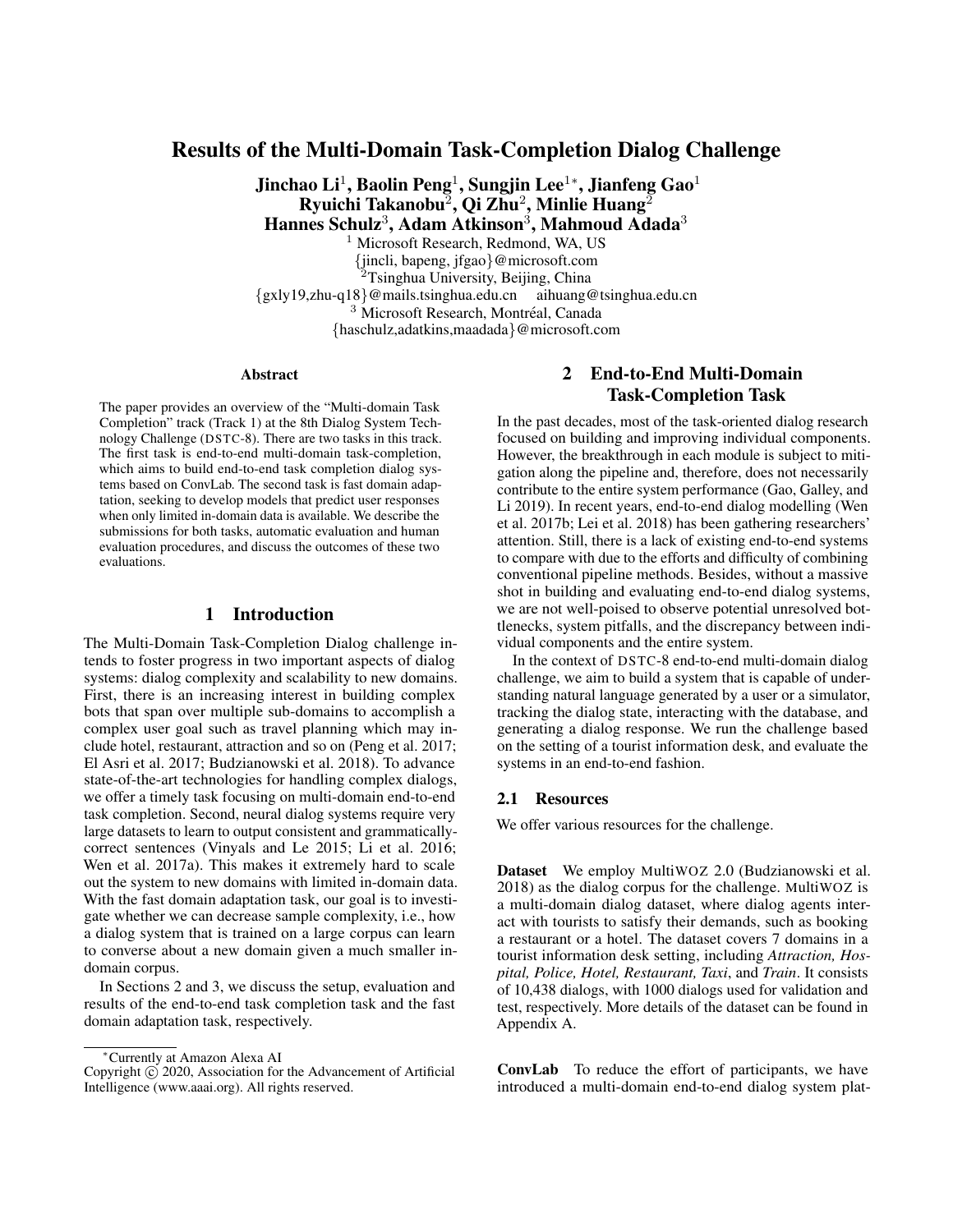# Results of the Multi-Domain Task-Completion Dialog Challenge

**Jinchao Li[1], Baolin Peng[1], Sungjin Lee[1]*, Jianfeng Gao[1]**
**Ryuichi Takanobu[2], Qi Zhu[2], Minlie Huang[2]**
**Hannes Schulz[3], Adam Atkinson[3], Mahmoud Adada[3]**

[1] Microsoft Research, Redmond, WA, US
{jincli, bapeng, jfgao}@microsoft.com
[2]Tsinghua University, Beijing, China
{gxly19,zhu-q18}@mails.tsinghua.edu.cn aihuang@tsinghua.edu.cn
[3] Microsoft Research, Montréal, Canada
{haschulz,adatkins,maadada}@microsoft.com

## Abstract

The paper provides an overview of the "Multi-domain Task Completion" track (Track 1) at the 8th Dialog System Technology Challenge (DSTC-8). There are two tasks in this track. The first task is end-to-end multi-domain task-completion, which aims to build end-to-end task completion dialog systems based on ConvLab. The second task is fast domain adaptation, seeking to develop models that predict user responses when only limited in-domain data is available. We describe the submissions for both tasks, automatic evaluation and human evaluation procedures, and discuss the outcomes of these two evaluations.

## 1 Introduction

The Multi-Domain Task-Completion Dialog challenge intends to foster progress in two important aspects of dialog systems: dialog complexity and scalability to new domains. First, there is an increasing interest in building complex bots that span over multiple sub-domains to accomplish a complex user goal such as travel planning which may include hotel, restaurant, attraction and so on (Peng et al. 2017; El Asri et al. 2017; Budzianowski et al. 2018). To advance state-of-the-art technologies for handling complex dialogs, we offer a timely task focusing on multi-domain end-to-end task completion. Second, neural dialog systems require very large datasets to learn to output consistent and grammatically-correct sentences (Vinyals and Le 2015; Li et al. 2016; Wen et al. 2017a). This makes it extremely hard to scale out the system to new domains with limited in-domain data. With the fast domain adaptation task, our goal is to investigate whether we can decrease sample complexity, i.e., how a dialog system that is trained on a large corpus can learn to converse about a new domain given a much smaller in-domain corpus.

In Sections 2 and 3, we discuss the setup, evaluation and results of the end-to-end task completion task and the fast domain adaptation task, respectively.

## 2 End-to-End Multi-Domain Task-Completion Task

In the past decades, most of the task-oriented dialog research focused on building and improving individual components. However, the breakthrough in each module is subject to mitigation along the pipeline and, therefore, does not necessarily contribute to the entire system performance (Gao, Galley, and Li 2019). In recent years, end-to-end dialog modelling (Wen et al. 2017b; Lei et al. 2018) has been gathering researchers' attention. Still, there is a lack of existing end-to-end systems to compare with due to the efforts and difficulty of combining conventional pipeline methods. Besides, without a massive shot in building and evaluating end-to-end dialog systems, we are not well-poised to observe potential unresolved bottlenecks, system pitfalls, and the discrepancy between individual components and the entire system.

In the context of DSTC-8 end-to-end multi-domain dialog challenge, we aim to build a system that is capable of understanding natural language generated by a user or a simulator, tracking the dialog state, interacting with the database, and generating a dialog response. We run the challenge based on the setting of a tourist information desk, and evaluate the systems in an end-to-end fashion.

### 2.1 Resources

We offer various resources for the challenge.

**Dataset** We employ MultiWOZ 2.0 (Budzianowski et al. 2018) as the dialog corpus for the challenge. MultiWOZ is a multi-domain dialog dataset, where dialog agents interact with tourists to satisfy their demands, such as booking a restaurant or a hotel. The dataset covers 7 domains in a tourist information desk setting, including *Attraction, Hospital, Police, Hotel, Restaurant, Taxi*, and *Train*. It consists of 10,438 dialogs, with 1000 dialogs used for validation and test, respectively. More details of the dataset can be found in Appendix A.

**ConvLab** To reduce the effort of participants, we have introduced a multi-domain end-to-end dialog system plat-

*Currently at Amazon Alexa AI
Copyright © 2020, Association for the Advancement of Artificial Intelligence (www.aaai.org). All rights reserved.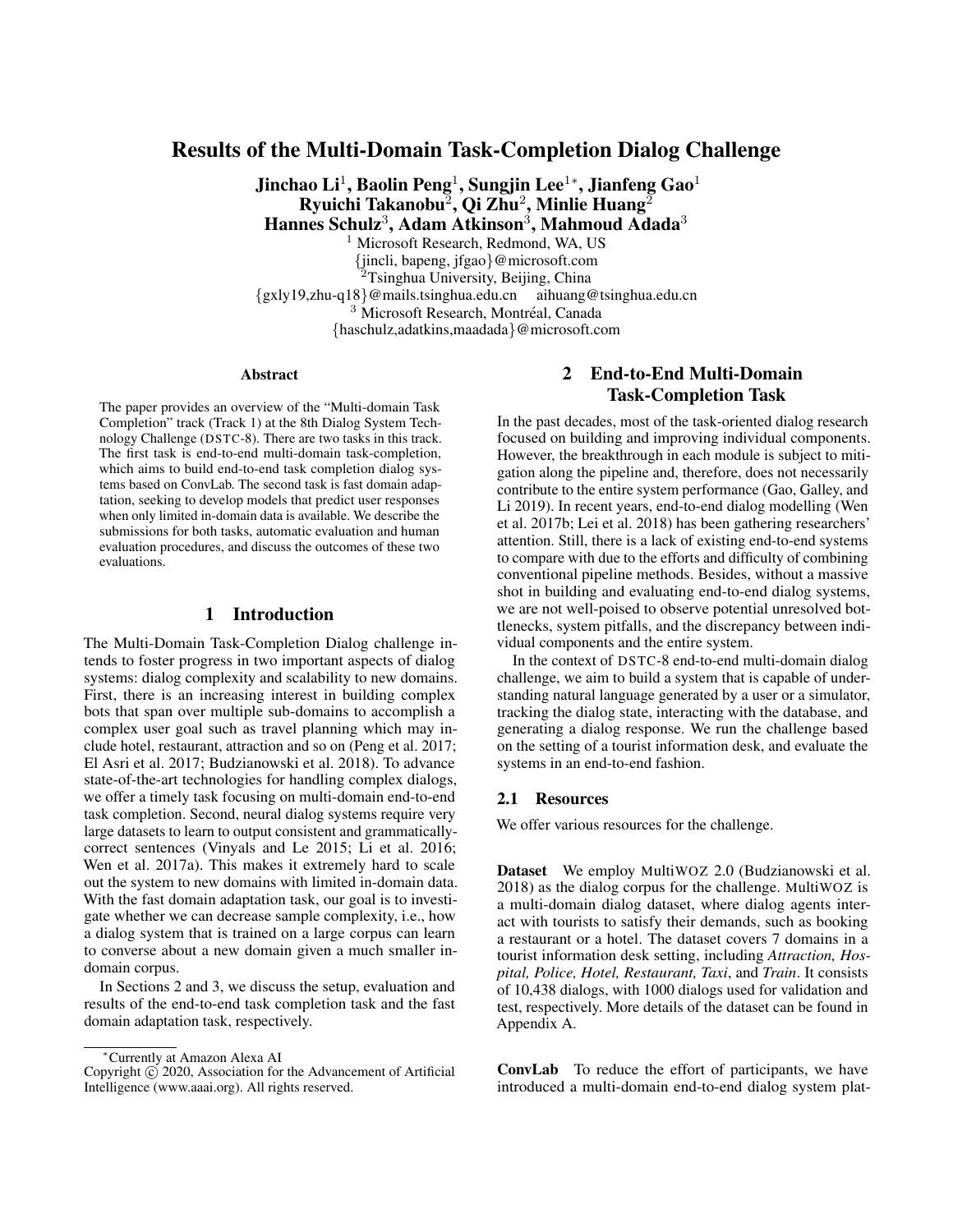# Results of the Multi-Domain Task-Completion Dialog Challenge

**Jinchao Li[1], Baolin Peng[1], Sungjin Lee[1]\*, Jianfeng Gao[1]**
**Ryuichi Takanobu[2], Qi Zhu[2], Minlie Huang[2]**
**Hannes Schulz[3], Adam Atkinson[3], Mahmoud Adada[3]**

[1] Microsoft Research, Redmond, WA, US
{jincli, bapeng, jfgao}@microsoft.com
[2] Tsinghua University, Beijing, China
{gxly19,zhu-q18}@mails.tsinghua.edu.cn aihuang@tsinghua.edu.cn
[3] Microsoft Research, Montréal, Canada
{haschulz,adatkins,maadada}@microsoft.com

## Abstract

The paper provides an overview of the "Multi-domain Task Completion" track (Track 1) at the 8th Dialog System Technology Challenge (DSTC-8). There are two tasks in this track. The first task is end-to-end multi-domain task-completion, which aims to build end-to-end task completion dialog systems based on ConvLab. The second task is fast domain adaptation, seeking to develop models that predict user responses when only limited in-domain data is available. We describe the submissions for both tasks, automatic evaluation and human evaluation procedures, and discuss the outcomes of these two evaluations.

## 1 Introduction

The Multi-Domain Task-Completion Dialog challenge intends to foster progress in two important aspects of dialog systems: dialog complexity and scalability to new domains. First, there is an increasing interest in building complex bots that span over multiple sub-domains to accomplish a complex user goal such as travel planning which may include hotel, restaurant, attraction and so on (Peng et al. 2017; El Asri et al. 2017; Budzianowski et al. 2018). To advance state-of-the-art technologies for handling complex dialogs, we offer a timely task focusing on multi-domain end-to-end task completion. Second, neural dialog systems require very large datasets to learn to output consistent and grammatically-correct sentences (Vinyals and Le 2015; Li et al. 2016; Wen et al. 2017a). This makes it extremely hard to scale out the system to new domains with limited in-domain data. With the fast domain adaptation task, our goal is to investigate whether we can decrease sample complexity, i.e., how a dialog system that is trained on a large corpus can learn to converse about a new domain given a much smaller in-domain corpus.

In Sections 2 and 3, we discuss the setup, evaluation and results of the end-to-end task completion task and the fast domain adaptation task, respectively.

## 2 End-to-End Multi-Domain Task-Completion Task

In the past decades, most of the task-oriented dialog research focused on building and improving individual components. However, the breakthrough in each module is subject to mitigation along the pipeline and, therefore, does not necessarily contribute to the entire system performance (Gao, Galley, and Li 2019). In recent years, end-to-end dialog modelling (Wen et al. 2017b; Lei et al. 2018) has been gathering researchers' attention. Still, there is a lack of existing end-to-end systems to compare with due to the efforts and difficulty of combining conventional pipeline methods. Besides, without a massive shot in building and evaluating end-to-end dialog systems, we are not well-poised to observe potential unresolved bottlenecks, system pitfalls, and the discrepancy between individual components and the entire system.

In the context of DSTC-8 end-to-end multi-domain dialog challenge, we aim to build a system that is capable of understanding natural language generated by a user or a simulator, tracking the dialog state, interacting with the database, and generating a dialog response. We run the challenge based on the setting of a tourist information desk, and evaluate the systems in an end-to-end fashion.

### 2.1 Resources

We offer various resources for the challenge.

**Dataset** We employ MultiWOZ 2.0 (Budzianowski et al. 2018) as the dialog corpus for the challenge. MultiWOZ is a multi-domain dialog dataset, where dialog agents interact with tourists to satisfy their demands, such as booking a restaurant or a hotel. The dataset covers 7 domains in a tourist information desk setting, including *Attraction, Hospital, Police, Hotel, Restaurant, Taxi*, and *Train*. It consists of 10,438 dialogs, with 1000 dialogs used for validation and test, respectively. More details of the dataset can be found in Appendix A.

**ConvLab** To reduce the effort of participants, we have introduced a multi-domain end-to-end dialog system plat-

\*Currently at Amazon Alexa AI
Copyright © 2020, Association for the Advancement of Artificial Intelligence (www.aaai.org). All rights reserved.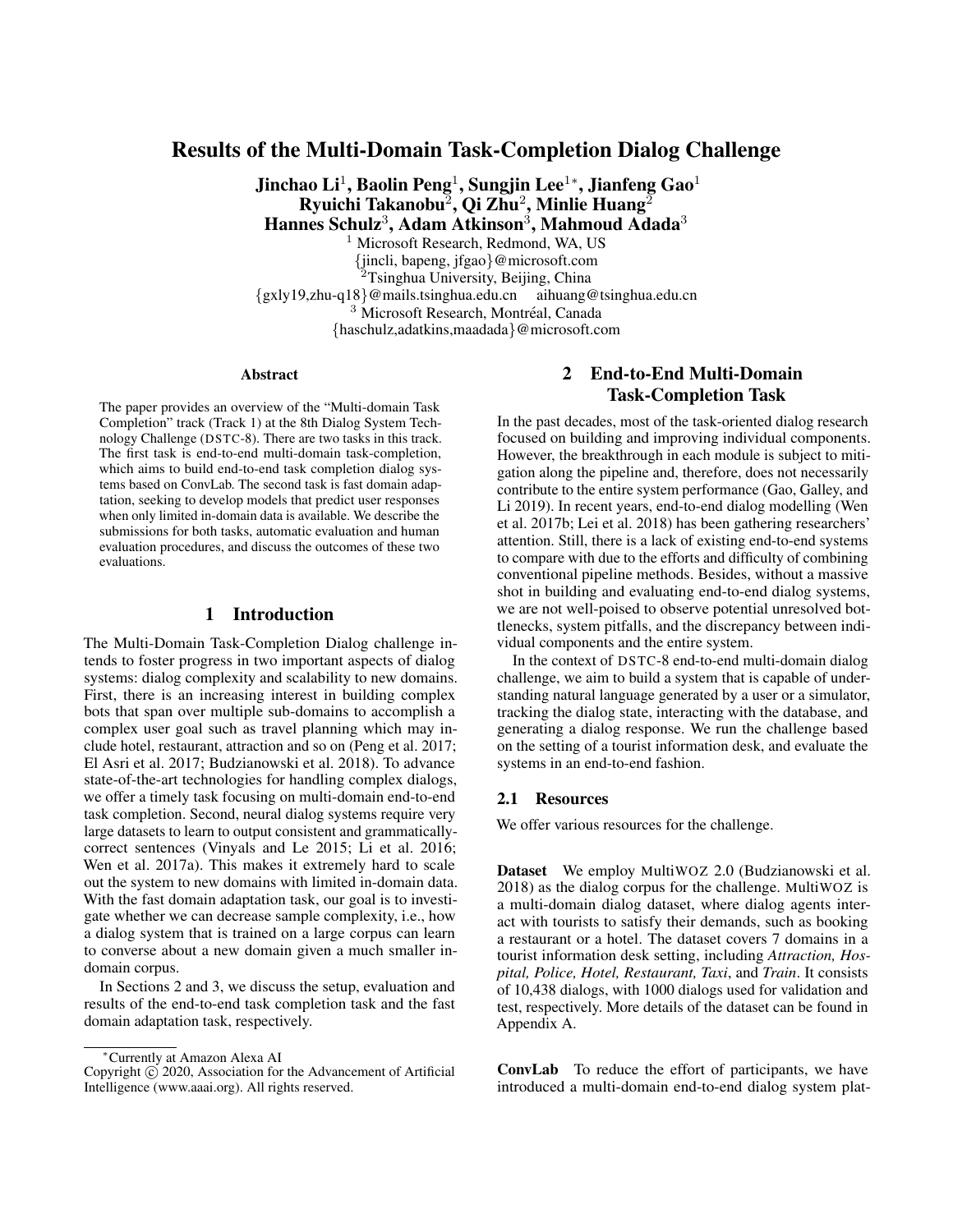# Results of the Multi-Domain Task-Completion Dialog Challenge

**Jinchao Li**[1], **Baolin Peng**[1], **Sungjin Lee**[1*], **Jianfeng Gao**[1]
**Ryuichi Takanobu**[2], **Qi Zhu**[2], **Minlie Huang**[2]
**Hannes Schulz**[3], **Adam Atkinson**[3], **Mahmoud Adada**[3]

[1] Microsoft Research, Redmond, WA, US
{jincli, bapeng, jfgao}@microsoft.com
[2] Tsinghua University, Beijing, China
{gxly19,zhu-q18}@mails.tsinghua.edu.cn aihuang@tsinghua.edu.cn
[3] Microsoft Research, Montréal, Canada
{haschulz,adatkins,maadada}@microsoft.com

### Abstract

The paper provides an overview of the "Multi-domain Task Completion" track (Track 1) at the 8th Dialog System Technology Challenge (DSTC-8). There are two tasks in this track. The first task is end-to-end multi-domain task-completion, which aims to build end-to-end task completion dialog systems based on ConvLab. The second task is fast domain adaptation, seeking to develop models that predict user responses when only limited in-domain data is available. We describe the submissions for both tasks, automatic evaluation and human evaluation procedures, and discuss the outcomes of these two evaluations.

## 1 Introduction

The Multi-Domain Task-Completion Dialog challenge intends to foster progress in two important aspects of dialog systems: dialog complexity and scalability to new domains. First, there is an increasing interest in building complex bots that span over multiple sub-domains to accomplish a complex user goal such as travel planning which may include hotel, restaurant, attraction and so on (Peng et al. 2017; El Asri et al. 2017; Budzianowski et al. 2018). To advance state-of-the-art technologies for handling complex dialogs, we offer a timely task focusing on multi-domain end-to-end task completion. Second, neural dialog systems require very large datasets to learn to output consistent and grammatically-correct sentences (Vinyals and Le 2015; Li et al. 2016; Wen et al. 2017a). This makes it extremely hard to scale out the system to new domains with limited in-domain data. With the fast domain adaptation task, our goal is to investigate whether we can decrease sample complexity, i.e., how a dialog system that is trained on a large corpus can learn to converse about a new domain given a much smaller in-domain corpus.

In Sections 2 and 3, we discuss the setup, evaluation and results of the end-to-end task completion task and the fast domain adaptation task, respectively.

## 2 End-to-End Multi-Domain Task-Completion Task

In the past decades, most of the task-oriented dialog research focused on building and improving individual components. However, the breakthrough in each module is subject to mitigation along the pipeline and, therefore, does not necessarily contribute to the entire system performance (Gao, Galley, and Li 2019). In recent years, end-to-end dialog modelling (Wen et al. 2017b; Lei et al. 2018) has been gathering researchers' attention. Still, there is a lack of existing end-to-end systems to compare with due to the efforts and difficulty of combining conventional pipeline methods. Besides, without a massive shot in building and evaluating end-to-end dialog systems, we are not well-poised to observe potential unresolved bottlenecks, system pitfalls, and the discrepancy between individual components and the entire system.

In the context of DSTC-8 end-to-end multi-domain dialog challenge, we aim to build a system that is capable of understanding natural language generated by a user or a simulator, tracking the dialog state, interacting with the database, and generating a dialog response. We run the challenge based on the setting of a tourist information desk, and evaluate the systems in an end-to-end fashion.

### 2.1 Resources

We offer various resources for the challenge.

**Dataset** We employ MultiWOZ 2.0 (Budzianowski et al. 2018) as the dialog corpus for the challenge. MultiWOZ is a multi-domain dialog dataset, where dialog agents interact with tourists to satisfy their demands, such as booking a restaurant or a hotel. The dataset covers 7 domains in a tourist information desk setting, including *Attraction, Hospital, Police, Hotel, Restaurant, Taxi*, and *Train*. It consists of 10,438 dialogs, with 1000 dialogs used for validation and test, respectively. More details of the dataset can be found in Appendix A.

**ConvLab** To reduce the effort of participants, we have introduced a multi-domain end-to-end dialog system plat-

*Currently at Amazon Alexa AI

Copyright © 2020, Association for the Advancement of Artificial Intelligence (www.aaai.org). All rights reserved.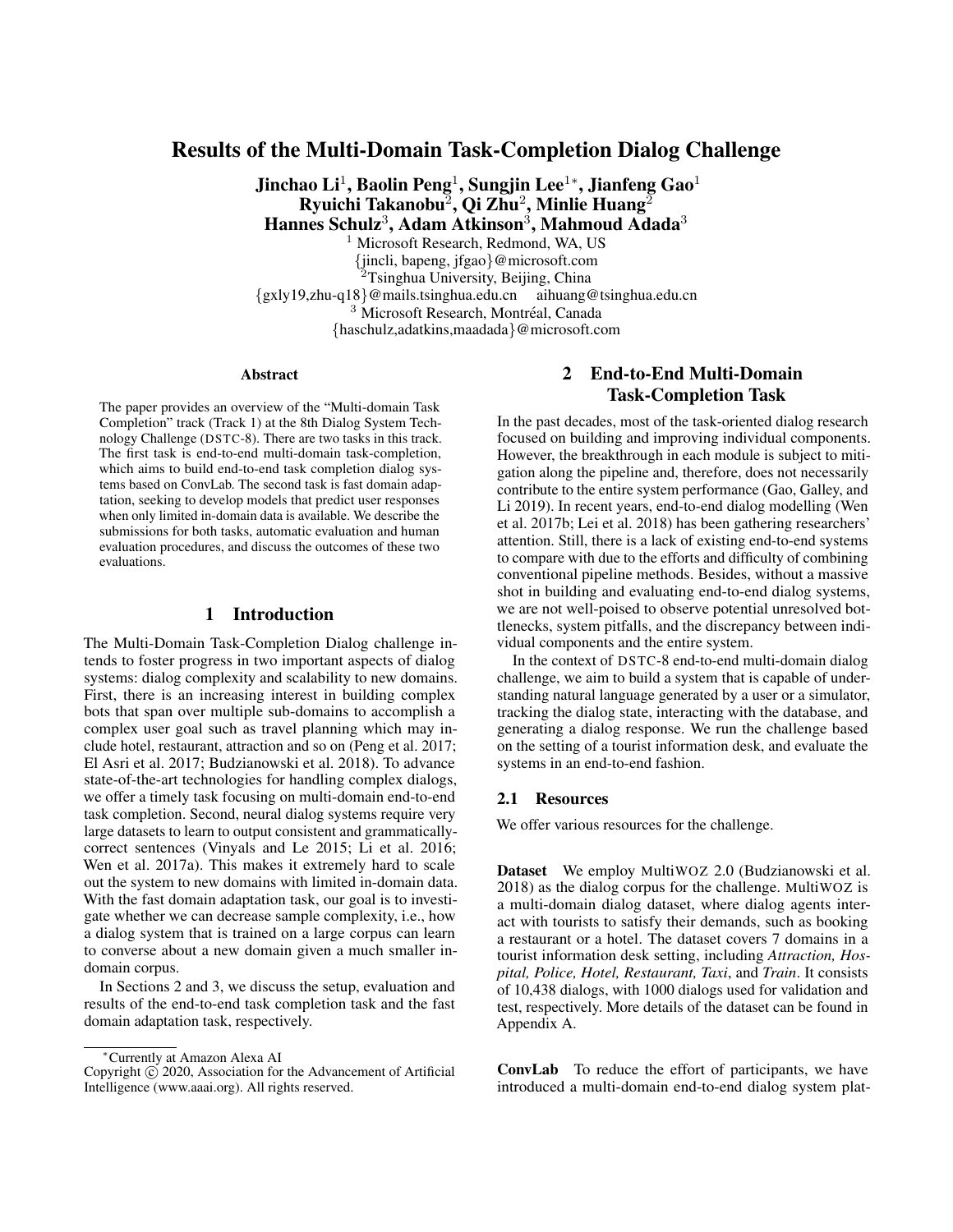# Results of the Multi-Domain Task-Completion Dialog Challenge

**Jinchao Li**[1], **Baolin Peng**[1], **Sungjin Lee**[1*], **Jianfeng Gao**[1]
**Ryuichi Takanobu**[2], **Qi Zhu**[2], **Minlie Huang**[2]
**Hannes Schulz**[3], **Adam Atkinson**[3], **Mahmoud Adada**[3]

[1] Microsoft Research, Redmond, WA, US
{jincli, bapeng, jfgao}@microsoft.com
[2] Tsinghua University, Beijing, China
{gxly19,zhu-q18}@mails.tsinghua.edu.cn aihuang@tsinghua.edu.cn
[3] Microsoft Research, Montréal, Canada
{haschulz,adatkins,maadada}@microsoft.com

## Abstract

The paper provides an overview of the "Multi-domain Task Completion" track (Track 1) at the 8th Dialog System Technology Challenge (DSTC-8). There are two tasks in this track. The first task is end-to-end multi-domain task-completion, which aims to build end-to-end task completion dialog systems based on ConvLab. The second task is fast domain adaptation, seeking to develop models that predict user responses when only limited in-domain data is available. We describe the submissions for both tasks, automatic evaluation and human evaluation procedures, and discuss the outcomes of these two evaluations.

## 1 Introduction

The Multi-Domain Task-Completion Dialog challenge intends to foster progress in two important aspects of dialog systems: dialog complexity and scalability to new domains. First, there is an increasing interest in building complex bots that span over multiple sub-domains to accomplish a complex user goal such as travel planning which may include hotel, restaurant, attraction and so on (Peng et al. 2017; El Asri et al. 2017; Budzianowski et al. 2018). To advance state-of-the-art technologies for handling complex dialogs, we offer a timely task focusing on multi-domain end-to-end task completion. Second, neural dialog systems require very large datasets to learn to output consistent and grammatically-correct sentences (Vinyals and Le 2015; Li et al. 2016; Wen et al. 2017a). This makes it extremely hard to scale out the system to new domains with limited in-domain data. With the fast domain adaptation task, our goal is to investigate whether we can decrease sample complexity, i.e., how a dialog system that is trained on a large corpus can learn to converse about a new domain given a much smaller in-domain corpus.

In Sections 2 and 3, we discuss the setup, evaluation and results of the end-to-end task completion task and the fast domain adaptation task, respectively.

## 2 End-to-End Multi-Domain Task-Completion Task

In the past decades, most of the task-oriented dialog research focused on building and improving individual components. However, the breakthrough in each module is subject to mitigation along the pipeline and, therefore, does not necessarily contribute to the entire system performance (Gao, Galley, and Li 2019). In recent years, end-to-end dialog modelling (Wen et al. 2017b; Lei et al. 2018) has been gathering researchers' attention. Still, there is a lack of existing end-to-end systems to compare with due to the efforts and difficulty of combining conventional pipeline methods. Besides, without a massive shot in building and evaluating end-to-end dialog systems, we are not well-poised to observe potential unresolved bottlenecks, system pitfalls, and the discrepancy between individual components and the entire system.

In the context of DSTC-8 end-to-end multi-domain dialog challenge, we aim to build a system that is capable of understanding natural language generated by a user or a simulator, tracking the dialog state, interacting with the database, and generating a dialog response. We run the challenge based on the setting of a tourist information desk, and evaluate the systems in an end-to-end fashion.

### 2.1 Resources

We offer various resources for the challenge.

**Dataset** We employ MultiWOZ 2.0 (Budzianowski et al. 2018) as the dialog corpus for the challenge. MultiWOZ is a multi-domain dialog dataset, where dialog agents interact with tourists to satisfy their demands, such as booking a restaurant or a hotel. The dataset covers 7 domains in a tourist information desk setting, including *Attraction, Hospital, Police, Hotel, Restaurant, Taxi*, and *Train*. It consists of 10,438 dialogs, with 1000 dialogs used for validation and test, respectively. More details of the dataset can be found in Appendix A.

**ConvLab** To reduce the effort of participants, we have introduced a multi-domain end-to-end dialog system plat-

*Currently at Amazon Alexa AI
Copyright © 2020, Association for the Advancement of Artificial Intelligence (www.aaai.org). All rights reserved.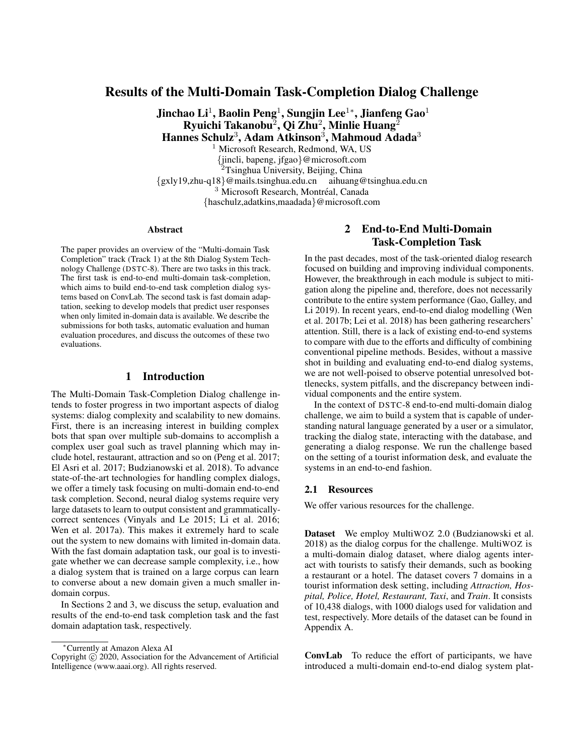# Results of the Multi-Domain Task-Completion Dialog Challenge

**Jinchao Li[1], Baolin Peng[1], Sungjin Lee[1*], Jianfeng Gao[1]**
**Ryuichi Takanobu[2], Qi Zhu[2], Minlie Huang[2]**
**Hannes Schulz[3], Adam Atkinson[3], Mahmoud Adada[3]**

[1] Microsoft Research, Redmond, WA, US
{jincli, bapeng, jfgao}@microsoft.com
[2] Tsinghua University, Beijing, China
{gxly19,zhu-q18}@mails.tsinghua.edu.cn aihuang@tsinghua.edu.cn
[3] Microsoft Research, Montréal, Canada
{haschulz,adatkins,maadada}@microsoft.com

### Abstract

The paper provides an overview of the "Multi-domain Task Completion" track (Track 1) at the 8th Dialog System Technology Challenge (DSTC-8). There are two tasks in this track. The first task is end-to-end multi-domain task-completion, which aims to build end-to-end task completion dialog systems based on ConvLab. The second task is fast domain adaptation, seeking to develop models that predict user responses when only limited in-domain data is available. We describe the submissions for both tasks, automatic evaluation and human evaluation procedures, and discuss the outcomes of these two evaluations.

## 1 Introduction

The Multi-Domain Task-Completion Dialog challenge intends to foster progress in two important aspects of dialog systems: dialog complexity and scalability to new domains. First, there is an increasing interest in building complex bots that span over multiple sub-domains to accomplish a complex user goal such as travel planning which may include hotel, restaurant, attraction and so on (Peng et al. 2017; El Asri et al. 2017; Budzianowski et al. 2018). To advance state-of-the-art technologies for handling complex dialogs, we offer a timely task focusing on multi-domain end-to-end task completion. Second, neural dialog systems require very large datasets to learn to output consistent and grammatically-correct sentences (Vinyals and Le 2015; Li et al. 2016; Wen et al. 2017a). This makes it extremely hard to scale out the system to new domains with limited in-domain data. With the fast domain adaptation task, our goal is to investigate whether we can decrease sample complexity, i.e., how a dialog system that is trained on a large corpus can learn to converse about a new domain given a much smaller in-domain corpus.

In Sections 2 and 3, we discuss the setup, evaluation and results of the end-to-end task completion task and the fast domain adaptation task, respectively.

## 2 End-to-End Multi-Domain Task-Completion Task

In the past decades, most of the task-oriented dialog research focused on building and improving individual components. However, the breakthrough in each module is subject to mitigation along the pipeline and, therefore, does not necessarily contribute to the entire system performance (Gao, Galley, and Li 2019). In recent years, end-to-end dialog modelling (Wen et al. 2017b; Lei et al. 2018) has been gathering researchers' attention. Still, there is a lack of existing end-to-end systems to compare with due to the efforts and difficulty of combining conventional pipeline methods. Besides, without a massive shot in building and evaluating end-to-end dialog systems, we are not well-poised to observe potential unresolved bottlenecks, system pitfalls, and the discrepancy between individual components and the entire system.

In the context of DSTC-8 end-to-end multi-domain dialog challenge, we aim to build a system that is capable of understanding natural language generated by a user or a simulator, tracking the dialog state, interacting with the database, and generating a dialog response. We run the challenge based on the setting of a tourist information desk, and evaluate the systems in an end-to-end fashion.

### 2.1 Resources

We offer various resources for the challenge.

**Dataset** We employ MultiWOZ 2.0 (Budzianowski et al. 2018) as the dialog corpus for the challenge. MultiWOZ is a multi-domain dialog dataset, where dialog agents interact with tourists to satisfy their demands, such as booking a restaurant or a hotel. The dataset covers 7 domains in a tourist information desk setting, including *Attraction, Hospital, Police, Hotel, Restaurant, Taxi*, and *Train*. It consists of 10,438 dialogs, with 1000 dialogs used for validation and test, respectively. More details of the dataset can be found in Appendix A.

**ConvLab** To reduce the effort of participants, we have introduced a multi-domain end-to-end dialog system plat-

*Currently at Amazon Alexa AI
Copyright © 2020, Association for the Advancement of Artificial Intelligence (www.aaai.org). All rights reserved.